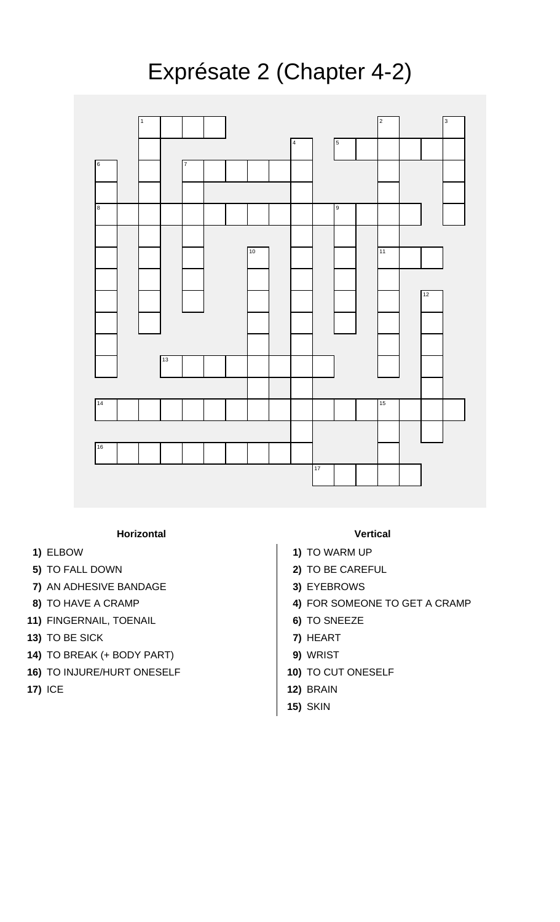# Exprésate 2 (Chapter 4-2)

### Horizontal

**1)** ELBOW
**5)** TO FALL DOWN
**7)** AN ADHESIVE BANDAGE
**8)** TO HAVE A CRAMP
**11)** FINGERNAIL, TOENAIL
**13)** TO BE SICK
**14)** TO BREAK (+ BODY PART)
**16)** TO INJURE/HURT ONESELF
**17)** ICE

### Vertical

**1)** TO WARM UP
**2)** TO BE CAREFUL
**3)** EYEBROWS
**4)** FOR SOMEONE TO GET A CRAMP
**6)** TO SNEEZE
**7)** HEART
**9)** WRIST
**10)** TO CUT ONESELF
**12)** BRAIN
**15)** SKIN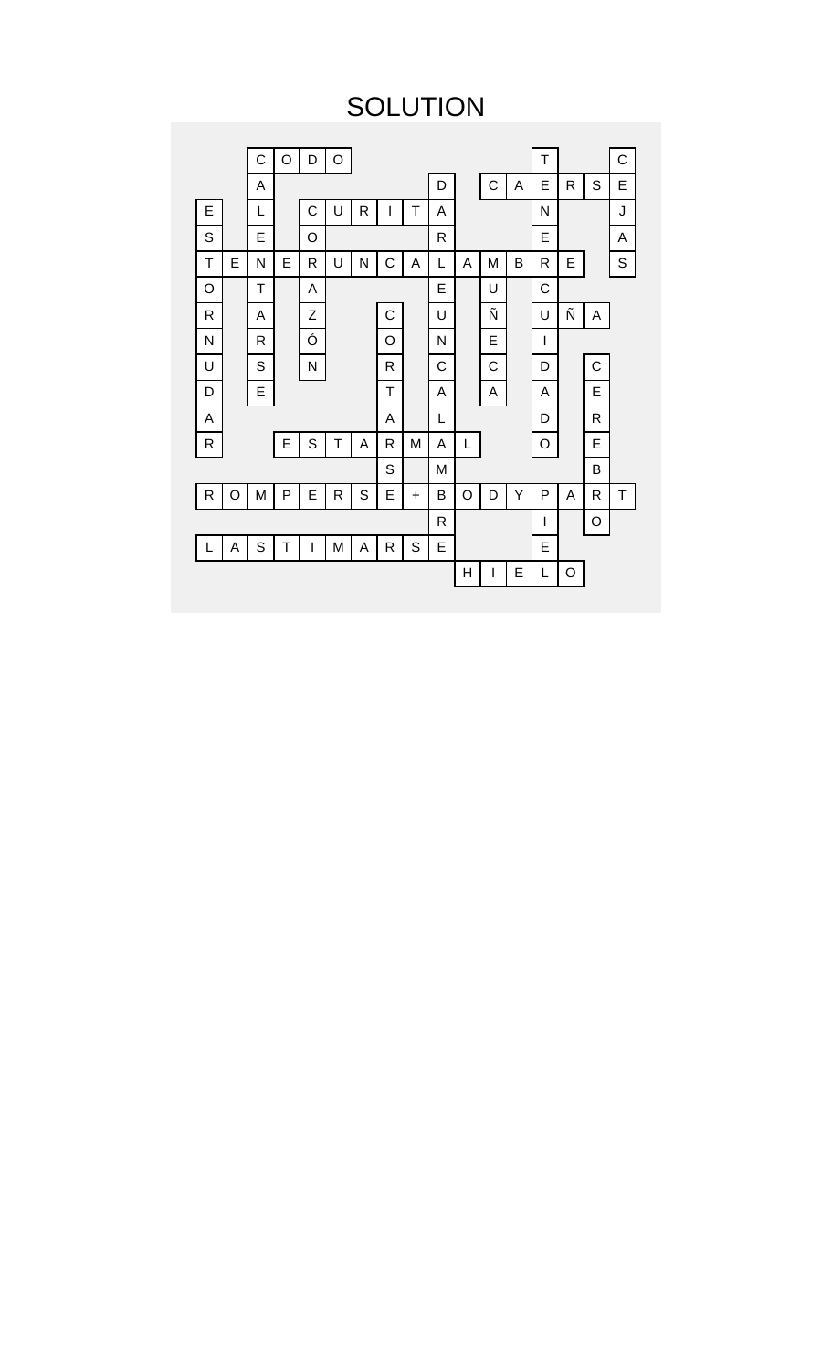# SOLUTION

| | | | | | | | | | | | | | | | | |
|---|---|---|---|---|---|---|---|---|---|---|---|---|---|---|---|---|
| | | C | O | D | O | | | | | | | | T | | | C |
| | | A | | | | | | | D | | C | A | E | R | S | E |
| E | | L | | C | U | R | I | T | A | | | | N | | | J |
| S | | E | | O | | | | | R | | | | E | | | A |
| T | E | N | E | R | U | N | C | A | L | A | M | B | R | E | | S |
| O | | T | | A | | | | | E | | U | | C | | | |
| R | | A | | Z | | | C | | U | | Ñ | | U | Ñ | A | |
| N | | R | | Ó | | | O | | N | | E | | I | | | |
| U | | S | | N | | | R | | C | | C | | D | | C | |
| D | | E | | | | | T | | A | | A | | A | | E | |
| A | | | | | | | A | | L | | | | D | | R | |
| R | | | E | S | T | A | R | M | A | L | | | O | | E | |
| | | | | | | | S | | M | | | | | | B | |
| R | O | M | P | E | R | S | E | + | B | O | D | Y | P | A | R | T |
| | | | | | | | | | R | | | | I | | O | |
| L | A | S | T | I | M | A | R | S | E | | | | E | | | |
| | | | | | | | | | | H | I | E | L | O | | |